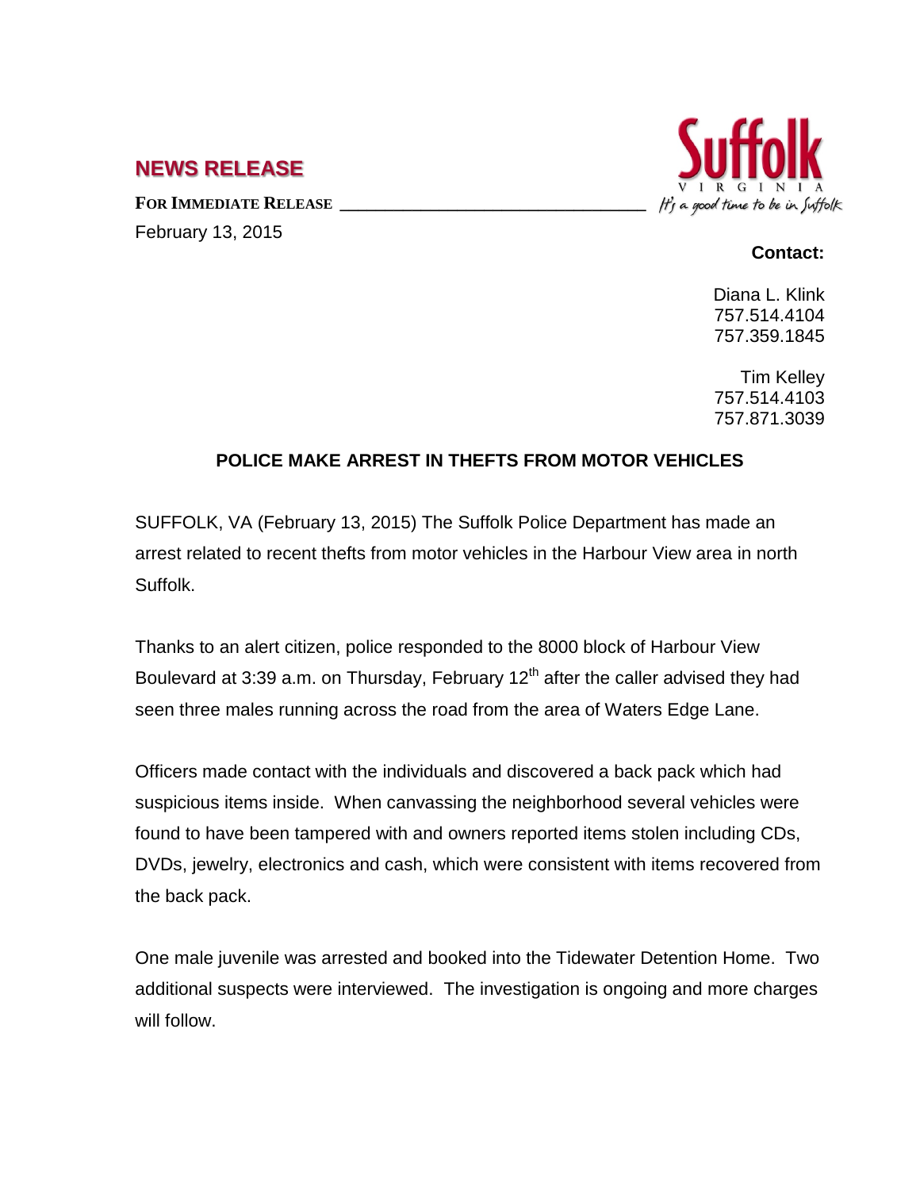# NEWS RELEASE

**FOR IMMEDIATE RELEASE**

February 13, 2015

Suffolk
VIRGINIA
*It's a good time to be in Suffolk*

**Contact:**

Diana L. Klink
757.514.4104
757.359.1845

Tim Kelley
757.514.4103
757.871.3039

## POLICE MAKE ARREST IN THEFTS FROM MOTOR VEHICLES

SUFFOLK, VA (February 13, 2015) The Suffolk Police Department has made an arrest related to recent thefts from motor vehicles in the Harbour View area in north Suffolk.

Thanks to an alert citizen, police responded to the 8000 block of Harbour View Boulevard at 3:39 a.m. on Thursday, February 12th after the caller advised they had seen three males running across the road from the area of Waters Edge Lane.

Officers made contact with the individuals and discovered a back pack which had suspicious items inside. When canvassing the neighborhood several vehicles were found to have been tampered with and owners reported items stolen including CDs, DVDs, jewelry, electronics and cash, which were consistent with items recovered from the back pack.

One male juvenile was arrested and booked into the Tidewater Detention Home. Two additional suspects were interviewed. The investigation is ongoing and more charges will follow.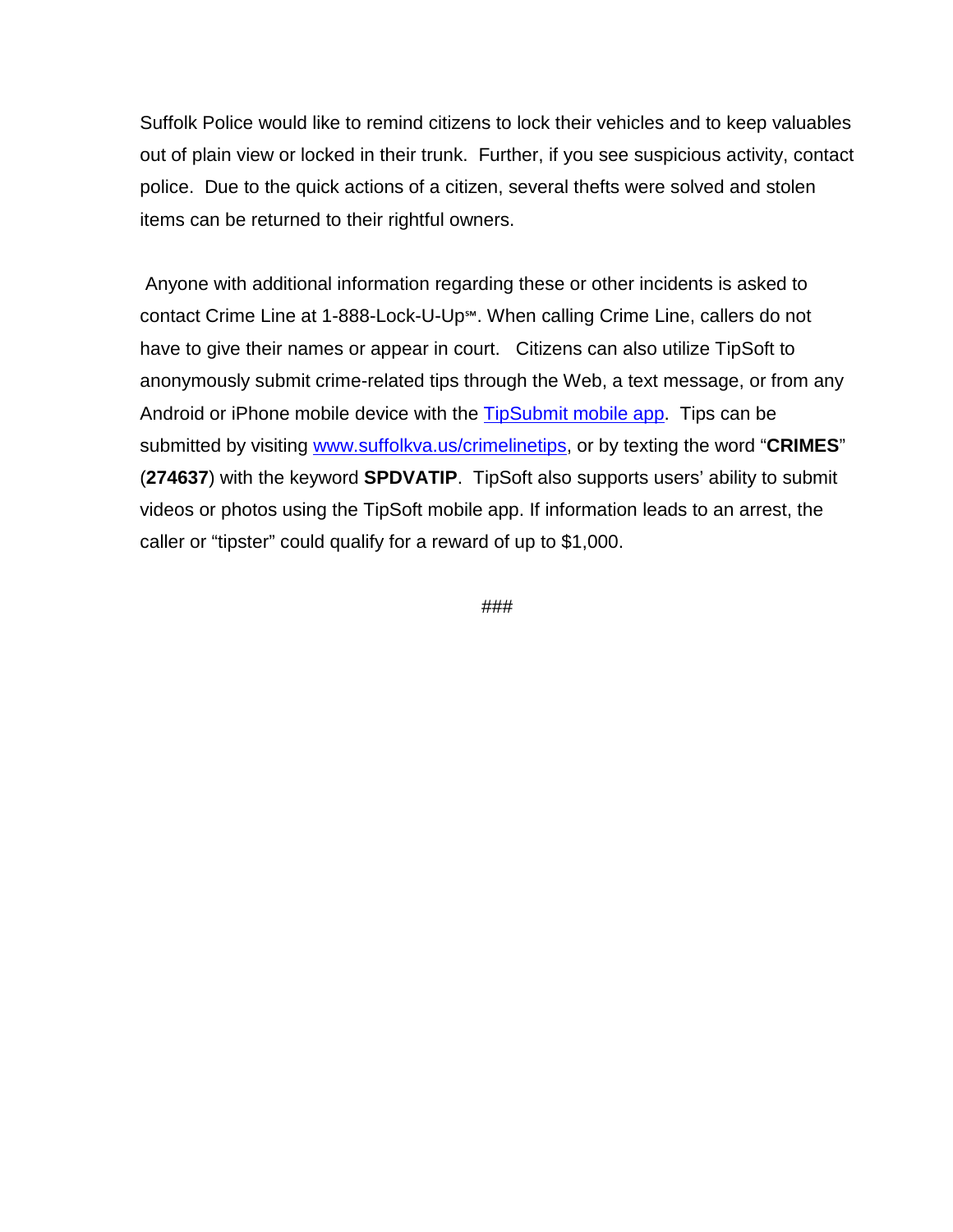Suffolk Police would like to remind citizens to lock their vehicles and to keep valuables out of plain view or locked in their trunk. Further, if you see suspicious activity, contact police. Due to the quick actions of a citizen, several thefts were solved and stolen items can be returned to their rightful owners.

Anyone with additional information regarding these or other incidents is asked to contact Crime Line at 1-888-Lock-U-Up℠. When calling Crime Line, callers do not have to give their names or appear in court. Citizens can also utilize TipSoft to anonymously submit crime-related tips through the Web, a text message, or from any Android or iPhone mobile device with the TipSubmit mobile app. Tips can be submitted by visiting www.suffolkva.us/crimelinetips, or by texting the word "**CRIMES**" (**274637**) with the keyword **SPDVATIP**. TipSoft also supports users' ability to submit videos or photos using the TipSoft mobile app. If information leads to an arrest, the caller or "tipster" could qualify for a reward of up to $1,000.

###